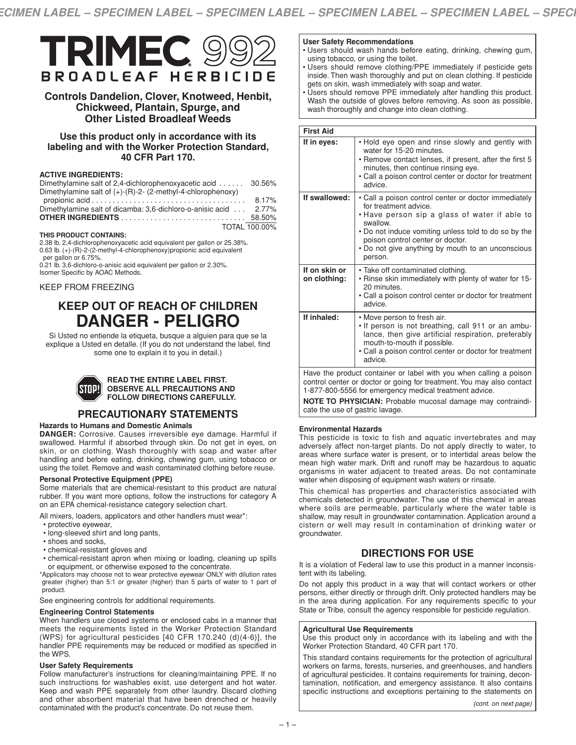# TRIMEC® 992

## BROADLEAF HERBICIDE

### Controls Dandelion, Clover, Knotweed, Henbit, Chickweed, Plantain, Spurge, and Other Listed Broadleaf Weeds

### Use this product only in accordance with its labeling and with the Worker Protection Standard, 40 CFR Part 170.

**ACTIVE INGREDIENTS:**

| | |
|---|---|
| Dimethylamine salt of 2,4-dichlorophenoxyacetic acid | 30.56% |
| Dimethylamine salt of (+)-(R)-2- (2-methyl-4-chlorophenoxy) propionic acid | 8.17% |
| Dimethylamine salt of dicamba: 3,6-dichloro-o-anisic acid | 2.77% |
| **OTHER INGREDIENTS** | 58.50% |
| TOTAL | 100.00% |

**THIS PRODUCT CONTAINS:**
2.38 lb. 2,4-dichlorophenoxyacetic acid equivalent per gallon or 25.38%.
0.63 lb. (+)-(R)-2-(2-methyl-4-chlorophenoxy)propionic acid equivalent per gallon or 6.75%.
0.21 lb. 3,6-dichloro-o-anisic acid equivalent per gallon or 2.30%.
Isomer Specific by AOAC Methods.

KEEP FROM FREEZING

## KEEP OUT OF REACH OF CHILDREN
# DANGER - PELIGRO

Si Usted no entiende la etiqueta, busque a alguien para que se la explique a Usted en detalle. (If you do not understand the label, find some one to explain it to you in detail.)

**STOP! READ THE ENTIRE LABEL FIRST. OBSERVE ALL PRECAUTIONS AND FOLLOW DIRECTIONS CAREFULLY.**

## PRECAUTIONARY STATEMENTS

### Hazards to Humans and Domestic Animals

**DANGER:** Corrosive. Causes irreversible eye damage. Harmful if swallowed. Harmful if absorbed through skin. Do not get in eyes, on skin, or on clothing. Wash thoroughly with soap and water after handling and before eating, drinking, chewing gum, using tobacco or using the toilet. Remove and wash contaminated clothing before reuse.

### Personal Protective Equipment (PPE)

Some materials that are chemical-resistant to this product are natural rubber. If you want more options, follow the instructions for category A on an EPA chemical-resistance category selection chart.

All mixers, loaders, applicators and other handlers must wear*:

- protective eyewear,
- long-sleeved shirt and long pants,
- shoes and socks,
- chemical-resistant gloves and
- chemical-resistant apron when mixing or loading, cleaning up spills or equipment, or otherwise exposed to the concentrate.

*Applicators may choose not to wear protective eyewear ONLY with dilution rates greater (higher) than 5:1 or greater (higher) than 5 parts of water to 1 part of product.

See engineering controls for additional requirements.

### Engineering Control Statements

When handlers use closed systems or enclosed cabs in a manner that meets the requirements listed in the Worker Protection Standard (WPS) for agricultural pesticides [40 CFR 170.240 (d)(4-6)], the handler PPE requirements may be reduced or modified as specified in the WPS.

### User Safety Requirements

Follow manufacturer's instructions for cleaning/maintaining PPE. If no such instructions for washables exist, use detergent and hot water. Keep and wash PPE separately from other laundry. Discard clothing and other absorbent material that have been drenched or heavily contaminated with the product's concentrate. Do not reuse them.

### User Safety Recommendations

- Users should wash hands before eating, drinking, chewing gum, using tobacco, or using the toilet.
- Users should remove clothing/PPE immediately if pesticide gets inside. Then wash thoroughly and put on clean clothing. If pesticide gets on skin, wash immediately with soap and water.
- Users should remove PPE immediately after handling this product. Wash the outside of gloves before removing. As soon as possible, wash thoroughly and change into clean clothing.

| First Aid | |
|---|---|
| **If in eyes:** | • Hold eye open and rinse slowly and gently with water for 15-20 minutes.<br>• Remove contact lenses, if present, after the first 5 minutes, then continue rinsing eye.<br>• Call a poison control center or doctor for treatment advice. |
| **If swallowed:** | • Call a poison control center or doctor immediately for treatment advice.<br>• Have person sip a glass of water if able to swallow.<br>• Do not induce vomiting unless told to do so by the poison control center or doctor.<br>• Do not give anything by mouth to an unconscious person. |
| **If on skin or on clothing:** | • Take off contaminated clothing.<br>• Rinse skin immediately with plenty of water for 15-20 minutes.<br>• Call a poison control center or doctor for treatment advice. |
| **If inhaled:** | • Move person to fresh air.<br>• If person is not breathing, call 911 or an ambulance, then give artificial respiration, preferably mouth-to-mouth if possible.<br>• Call a poison control center or doctor for treatment advice. |

Have the product container or label with you when calling a poison control center or doctor or going for treatment. You may also contact 1-877-800-5556 for emergency medical treatment advice.

**NOTE TO PHYSICIAN:** Probable mucosal damage may contraindicate the use of gastric lavage.

### Environmental Hazards

This pesticide is toxic to fish and aquatic invertebrates and may adversely affect non-target plants. Do not apply directly to water, to areas where surface water is present, or to intertidal areas below the mean high water mark. Drift and runoff may be hazardous to aquatic organisms in water adjacent to treated areas. Do not contaminate water when disposing of equipment wash waters or rinsate.

This chemical has properties and characteristics associated with chemicals detected in groundwater. The use of this chemical in areas where soils are permeable, particularly where the water table is shallow, may result in groundwater contamination. Application around a cistern or well may result in contamination of drinking water or groundwater.

## DIRECTIONS FOR USE

It is a violation of Federal law to use this product in a manner inconsistent with its labeling.

Do not apply this product in a way that will contact workers or other persons, either directly or through drift. Only protected handlers may be in the area during application. For any requirements specific to your State or Tribe, consult the agency responsible for pesticide regulation.

### Agricultural Use Requirements

Use this product only in accordance with its labeling and with the Worker Protection Standard, 40 CFR part 170.

This standard contains requirements for the protection of agricultural workers on farms, forests, nurseries, and greenhouses, and handlers of agricultural pesticides. It contains requirements for training, decontamination, notification, and emergency assistance. It also contains specific instructions and exceptions pertaining to the statements on

*(cont. on next page)*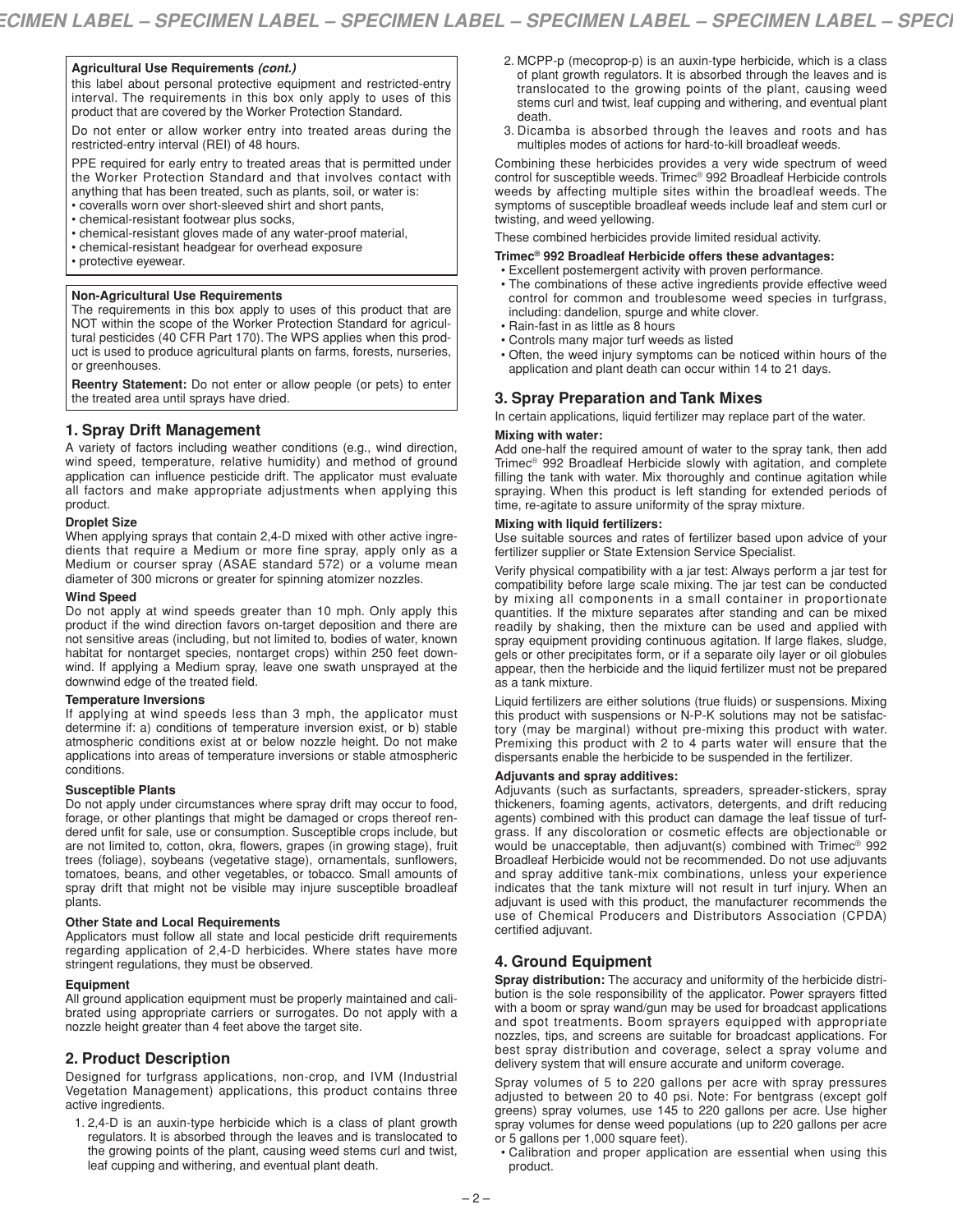**Agricultural Use Requirements *(cont.)***

this label about personal protective equipment and restricted-entry interval. The requirements in this box only apply to uses of this product that are covered by the Worker Protection Standard.

Do not enter or allow worker entry into treated areas during the restricted-entry interval (REI) of 48 hours.

PPE required for early entry to treated areas that is permitted under the Worker Protection Standard and that involves contact with anything that has been treated, such as plants, soil, or water is:

- coveralls worn over short-sleeved shirt and short pants,
- chemical-resistant footwear plus socks,
- chemical-resistant gloves made of any water-proof material,
- chemical-resistant headgear for overhead exposure
- protective eyewear.

**Non-Agricultural Use Requirements**

The requirements in this box apply to uses of this product that are NOT within the scope of the Worker Protection Standard for agricultural pesticides (40 CFR Part 170). The WPS applies when this product is used to produce agricultural plants on farms, forests, nurseries, or greenhouses.

**Reentry Statement:** Do not enter or allow people (or pets) to enter the treated area until sprays have dried.

## 1. Spray Drift Management

A variety of factors including weather conditions (e.g., wind direction, wind speed, temperature, relative humidity) and method of ground application can influence pesticide drift. The applicator must evaluate all factors and make appropriate adjustments when applying this product.

**Droplet Size**

When applying sprays that contain 2,4-D mixed with other active ingredients that require a Medium or more fine spray, apply only as a Medium or courser spray (ASAE standard 572) or a volume mean diameter of 300 microns or greater for spinning atomizer nozzles.

**Wind Speed**

Do not apply at wind speeds greater than 10 mph. Only apply this product if the wind direction favors on-target deposition and there are not sensitive areas (including, but not limited to, bodies of water, known habitat for nontarget species, nontarget crops) within 250 feet downwind. If applying a Medium spray, leave one swath unsprayed at the downwind edge of the treated field.

**Temperature Inversions**

If applying at wind speeds less than 3 mph, the applicator must determine if: a) conditions of temperature inversion exist, or b) stable atmospheric conditions exist at or below nozzle height. Do not make applications into areas of temperature inversions or stable atmospheric conditions.

**Susceptible Plants**

Do not apply under circumstances where spray drift may occur to food, forage, or other plantings that might be damaged or crops thereof rendered unfit for sale, use or consumption. Susceptible crops include, but are not limited to, cotton, okra, flowers, grapes (in growing stage), fruit trees (foliage), soybeans (vegetative stage), ornamentals, sunflowers, tomatoes, beans, and other vegetables, or tobacco. Small amounts of spray drift that might not be visible may injure susceptible broadleaf plants.

**Other State and Local Requirements**

Applicators must follow all state and local pesticide drift requirements regarding application of 2,4-D herbicides. Where states have more stringent regulations, they must be observed.

**Equipment**

All ground application equipment must be properly maintained and calibrated using appropriate carriers or surrogates. Do not apply with a nozzle height greater than 4 feet above the target site.

## 2. Product Description

Designed for turfgrass applications, non-crop, and IVM (Industrial Vegetation Management) applications, this product contains three active ingredients.

1. 2,4-D is an auxin-type herbicide which is a class of plant growth regulators. It is absorbed through the leaves and is translocated to the growing points of the plant, causing weed stems curl and twist, leaf cupping and withering, and eventual plant death.
2. MCPP-p (mecoprop-p) is an auxin-type herbicide, which is a class of plant growth regulators. It is absorbed through the leaves and is translocated to the growing points of the plant, causing weed stems curl and twist, leaf cupping and withering, and eventual plant death.
3. Dicamba is absorbed through the leaves and roots and has multiples modes of actions for hard-to-kill broadleaf weeds.

Combining these herbicides provides a very wide spectrum of weed control for susceptible weeds. Trimec® 992 Broadleaf Herbicide controls weeds by affecting multiple sites within the broadleaf weeds. The symptoms of susceptible broadleaf weeds include leaf and stem curl or twisting, and weed yellowing.

These combined herbicides provide limited residual activity.

**Trimec® 992 Broadleaf Herbicide offers these advantages:**

- Excellent postemergent activity with proven performance.
- The combinations of these active ingredients provide effective weed control for common and troublesome weed species in turfgrass, including: dandelion, spurge and white clover.
- Rain-fast in as little as 8 hours
- Controls many major turf weeds as listed
- Often, the weed injury symptoms can be noticed within hours of the application and plant death can occur within 14 to 21 days.

## 3. Spray Preparation and Tank Mixes

In certain applications, liquid fertilizer may replace part of the water.

**Mixing with water:**

Add one-half the required amount of water to the spray tank, then add Trimec® 992 Broadleaf Herbicide slowly with agitation, and complete filling the tank with water. Mix thoroughly and continue agitation while spraying. When this product is left standing for extended periods of time, re-agitate to assure uniformity of the spray mixture.

**Mixing with liquid fertilizers:**

Use suitable sources and rates of fertilizer based upon advice of your fertilizer supplier or State Extension Service Specialist.

Verify physical compatibility with a jar test: Always perform a jar test for compatibility before large scale mixing. The jar test can be conducted by mixing all components in a small container in proportionate quantities. If the mixture separates after standing and can be mixed readily by shaking, then the mixture can be used and applied with spray equipment providing continuous agitation. If large flakes, sludge, gels or other precipitates form, or if a separate oily layer or oil globules appear, then the herbicide and the liquid fertilizer must not be prepared as a tank mixture.

Liquid fertilizers are either solutions (true fluids) or suspensions. Mixing this product with suspensions or N-P-K solutions may not be satisfactory (may be marginal) without pre-mixing this product with water. Premixing this product with 2 to 4 parts water will ensure that the dispersants enable the herbicide to be suspended in the fertilizer.

**Adjuvants and spray additives:**

Adjuvants (such as surfactants, spreaders, spreader-stickers, spray thickeners, foaming agents, activators, detergents, and drift reducing agents) combined with this product can damage the leaf tissue of turfgrass. If any discoloration or cosmetic effects are objectionable or would be unacceptable, then adjuvant(s) combined with Trimec® 992 Broadleaf Herbicide would not be recommended. Do not use adjuvants and spray additive tank-mix combinations, unless your experience indicates that the tank mixture will not result in turf injury. When an adjuvant is used with this product, the manufacturer recommends the use of Chemical Producers and Distributors Association (CPDA) certified adjuvant.

## 4. Ground Equipment

**Spray distribution:** The accuracy and uniformity of the herbicide distribution is the sole responsibility of the applicator. Power sprayers fitted with a boom or spray wand/gun may be used for broadcast applications and spot treatments. Boom sprayers equipped with appropriate nozzles, tips, and screens are suitable for broadcast applications. For best spray distribution and coverage, select a spray volume and delivery system that will ensure accurate and uniform coverage.

Spray volumes of 5 to 220 gallons per acre with spray pressures adjusted to between 20 to 40 psi. Note: For bentgrass (except golf greens) spray volumes, use 145 to 220 gallons per acre. Use higher spray volumes for dense weed populations (up to 220 gallons per acre or 5 gallons per 1,000 square feet).

- Calibration and proper application are essential when using this product.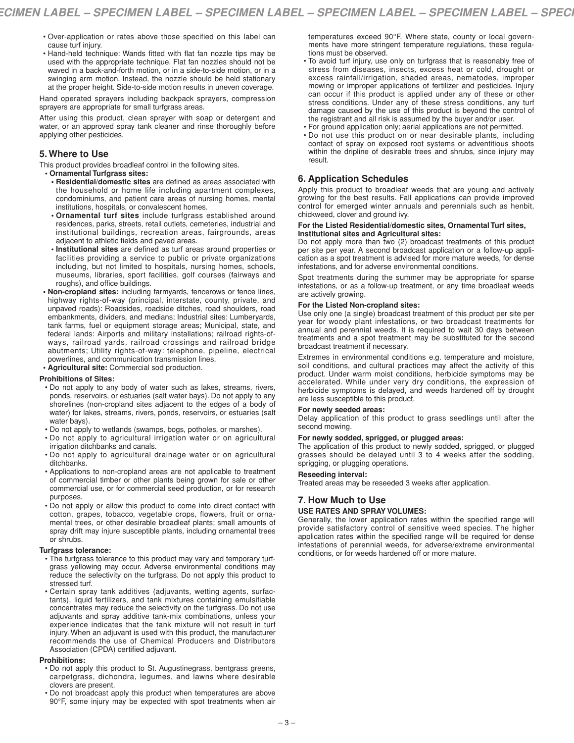- Over-application or rates above those specified on this label can cause turf injury.
- Hand-held technique: Wands fitted with flat fan nozzle tips may be used with the appropriate technique. Flat fan nozzles should not be waved in a back-and-forth motion, or in a side-to-side motion, or in a swinging arm motion. Instead, the nozzle should be held stationary at the proper height. Side-to-side motion results in uneven coverage.

Hand operated sprayers including backpack sprayers, compression sprayers are appropriate for small turfgrass areas.

After using this product, clean sprayer with soap or detergent and water, or an approved spray tank cleaner and rinse thoroughly before applying other pesticides.

## 5. Where to Use

This product provides broadleaf control in the following sites.

- **Ornamental Turfgrass sites:**
  - **Residential/domestic sites** are defined as areas associated with the household or home life including apartment complexes, condominiums, and patient care areas of nursing homes, mental institutions, hospitals, or convalescent homes.
  - **Ornamental turf sites** include turfgrass established around residences, parks, streets, retail outlets, cemeteries, industrial and institutional buildings, recreation areas, fairgrounds, areas adjacent to athletic fields and paved areas.
  - **Institutional sites** are defined as turf areas around properties or facilities providing a service to public or private organizations including, but not limited to hospitals, nursing homes, schools, museums, libraries, sport facilities, golf courses (fairways and roughs), and office buildings.
- **Non-cropland sites:** including farmyards, fencerows or fence lines, highway rights-of-way (principal, interstate, county, private, and unpaved roads): Roadsides, roadside ditches, road shoulders, road embankments, dividers, and medians; Industrial sites: Lumberyards, tank farms, fuel or equipment storage areas; Municipal, state, and federal lands: Airports and military installations; railroad rights-of-ways, railroad yards, railroad crossings and railroad bridge abutments; Utility rights-of-way: telephone, pipeline, electrical powerlines, and communication transmission lines.
- **Agricultural site:** Commercial sod production.

**Prohibitions of Sites:**

- Do not apply to any body of water such as lakes, streams, rivers, ponds, reservoirs, or estuaries (salt water bays). Do not apply to any shorelines (non-cropland sites adjacent to the edges of a body of water) for lakes, streams, rivers, ponds, reservoirs, or estuaries (salt water bays).
- Do not apply to wetlands (swamps, bogs, potholes, or marshes).
- Do not apply to agricultural irrigation water or on agricultural irrigation ditchbanks and canals.
- Do not apply to agricultural drainage water or on agricultural ditchbanks.
- Applications to non-cropland areas are not applicable to treatment of commercial timber or other plants being grown for sale or other commercial use, or for commercial seed production, or for research purposes.
- Do not apply or allow this product to come into direct contact with cotton, grapes, tobacco, vegetable crops, flowers, fruit or ornamental trees, or other desirable broadleaf plants; small amounts of spray drift may injure susceptible plants, including ornamental trees or shrubs.

**Turfgrass tolerance:**

- The turfgrass tolerance to this product may vary and temporary turfgrass yellowing may occur. Adverse environmental conditions may reduce the selectivity on the turfgrass. Do not apply this product to stressed turf.
- Certain spray tank additives (adjuvants, wetting agents, surfactants), liquid fertilizers, and tank mixtures containing emulsifiable concentrates may reduce the selectivity on the turfgrass. Do not use adjuvants and spray additive tank-mix combinations, unless your experience indicates that the tank mixture will not result in turf injury. When an adjuvant is used with this product, the manufacturer recommends the use of Chemical Producers and Distributors Association (CPDA) certified adjuvant.

**Prohibitions:**

- Do not apply this product to St. Augustinegrass, bentgrass greens, carpetgrass, dichondra, legumes, and lawns where desirable clovers are present.
- Do not broadcast apply this product when temperatures are above 90°F, some injury may be expected with spot treatments when air temperatures exceed 90°F. Where state, county or local governments have more stringent temperature regulations, these regulations must be observed.
- To avoid turf injury, use only on turfgrass that is reasonably free of stress from diseases, insects, excess heat or cold, drought or excess rainfall/irrigation, shaded areas, nematodes, improper mowing or improper applications of fertilizer and pesticides. Injury can occur if this product is applied under any of these or other stress conditions. Under any of these stress conditions, any turf damage caused by the use of this product is beyond the control of the registrant and all risk is assumed by the buyer and/or user.
- For ground application only; aerial applications are not permitted.
- Do not use this product on or near desirable plants, including contact of spray on exposed root systems or adventitious shoots within the dripline of desirable trees and shrubs, since injury may result.

## 6. Application Schedules

Apply this product to broadleaf weeds that are young and actively growing for the best results. Fall applications can provide improved control for emerged winter annuals and perennials such as henbit, chickweed, clover and ground ivy.

**For the Listed Residential/domestic sites, Ornamental Turf sites, Institutional sites and Agricultural sites:**

Do not apply more than two (2) broadcast treatments of this product per site per year. A second broadcast application or a follow-up application as a spot treatment is advised for more mature weeds, for dense infestations, and for adverse environmental conditions.

Spot treatments during the summer may be appropriate for sparse infestations, or as a follow-up treatment, or any time broadleaf weeds are actively growing.

**For the Listed Non-cropland sites:**

Use only one (a single) broadcast treatment of this product per site per year for woody plant infestations, or two broadcast treatments for annual and perennial weeds. It is required to wait 30 days between treatments and a spot treatment may be substituted for the second broadcast treatment if necessary.

Extremes in environmental conditions e.g. temperature and moisture, soil conditions, and cultural practices may affect the activity of this product. Under warm moist conditions, herbicide symptoms may be accelerated. While under very dry conditions, the expression of herbicide symptoms is delayed, and weeds hardened off by drought are less susceptible to this product.

**For newly seeded areas:**

Delay application of this product to grass seedlings until after the second mowing.

**For newly sodded, sprigged, or plugged areas:**

The application of this product to newly sodded, sprigged, or plugged grasses should be delayed until 3 to 4 weeks after the sodding, sprigging, or plugging operations.

**Reseeding interval:**

Treated areas may be reseeded 3 weeks after application.

## 7. How Much to Use

**USE RATES AND SPRAY VOLUMES:**

Generally, the lower application rates within the specified range will provide satisfactory control of sensitive weed species. The higher application rates within the specified range will be required for dense infestations of perennial weeds, for adverse/extreme environmental conditions, or for weeds hardened off or more mature.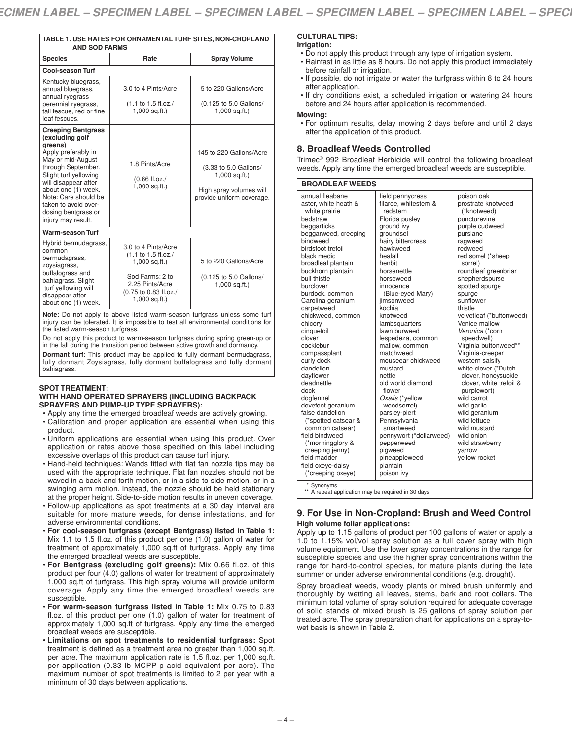**TABLE 1. USE RATES FOR ORNAMENTAL TURF SITES, NON-CROPLAND AND SOD FARMS**

| Species | Rate | Spray Volume |
|---|---|---|
| **Cool-season Turf** | | |
| Kentucky bluegrass, annual bluegrass, annual ryegrass perennial ryegrass, tall fescue, red or fine leaf fescues. | 3.0 to 4 Pints/Acre (1.1 to 1.5 fl.oz./ 1,000 sq.ft.) | 5 to 220 Gallons/Acre (0.125 to 5.0 Gallons/ 1,000 sq.ft.) |
| **Creeping Bentgrass (excluding golf greens)** Apply preferably in May or mid-August through September. Slight turf yellowing will disappear after about one (1) week. Note: Care should be taken to avoid over-dosing bentgrass or injury may result. | 1.8 Pints/Acre (0.66 fl.oz./ 1,000 sq.ft.) | 145 to 220 Gallons/Acre (3.33 to 5.0 Gallons/ 1,000 sq.ft.) High spray volumes will provide uniform coverage. |
| **Warm-season Turf** | | |
| Hybrid bermudagrass, common bermudagrass, zoysiagrass, buffalograss and bahiagrass. Slight turf yellowing will disappear after about one (1) week. | 3.0 to 4 Pints/Acre (1.1 to 1.5 fl.oz./ 1,000 sq.ft.) Sod Farms: 2 to 2.25 Pints/Acre (0.75 to 0.83 fl.oz./ 1,000 sq.ft.) | 5 to 220 Gallons/Acre (0.125 to 5.0 Gallons/ 1,000 sq.ft.) |

**Note:** Do not apply to above listed warm-season turfgrass unless some turf injury can be tolerated. It is impossible to test all environmental conditions for the listed warm-season turfgrass.

Do not apply this product to warm-season turfgrass during spring green-up or in the fall during the transition period between active growth and dormancy.

**Dormant turf:** This product may be applied to fully dormant bermudagrass, fully dormant Zoysiagrass, fully dormant buffalograss and fully dormant bahiagrass.

**SPOT TREATMENT:**
**WITH HAND OPERATED SPRAYERS (INCLUDING BACKPACK SPRAYERS AND PUMP-UP TYPE SPRAYERS):**

- Apply any time the emerged broadleaf weeds are actively growing.
- Calibration and proper application are essential when using this product.
- Uniform applications are essential when using this product. Over application or rates above those specified on this label including excessive overlaps of this product can cause turf injury.
- Hand-held techniques: Wands fitted with flat fan nozzle tips may be used with the appropriate technique. Flat fan nozzles should not be waved in a back-and-forth motion, or in a side-to-side motion, or in a swinging arm motion. Instead, the nozzle should be held stationary at the proper height. Side-to-side motion results in uneven coverage.
- Follow-up applications as spot treatments at a 30 day interval are suitable for more mature weeds, for dense infestations, and for adverse environmental conditions.
- **For cool-season turfgrass (except Bentgrass) listed in Table 1:** Mix 1.1 to 1.5 fl.oz. of this product per one (1.0) gallon of water for treatment of approximately 1,000 sq.ft of turfgrass. Apply any time the emerged broadleaf weeds are susceptible.
- **For Bentgrass (excluding golf greens):** Mix 0.66 fl.oz. of this product per four (4.0) gallons of water for treatment of approximately 1,000 sq.ft of turfgrass. This high spray volume will provide uniform coverage. Apply any time the emerged broadleaf weeds are susceptible.
- **For warm-season turfgrass listed in Table 1:** Mix 0.75 to 0.83 fl.oz. of this product per one (1.0) gallon of water for treatment of approximately 1,000 sq.ft of turfgrass. Apply any time the emerged broadleaf weeds are susceptible.
- **Limitations on spot treatments to residential turfgrass:** Spot treatment is defined as a treatment area no greater than 1,000 sq.ft. per acre. The maximum application rate is 1.5 fl.oz. per 1,000 sq.ft. per application (0.33 lb MCPP-p acid equivalent per acre). The maximum number of spot treatments is limited to 2 per year with a minimum of 30 days between applications.

**CULTURAL TIPS:**

**Irrigation:**

- Do not apply this product through any type of irrigation system.
- Rainfast in as little as 8 hours. Do not apply this product immediately before rainfall or irrigation.
- If possible, do not irrigate or water the turfgrass within 8 to 24 hours after application.
- If dry conditions exist, a scheduled irrigation or watering 24 hours before and 24 hours after application is recommended.

**Mowing:**

- For optimum results, delay mowing 2 days before and until 2 days after the application of this product.

## 8. Broadleaf Weeds Controlled

Trimec® 992 Broadleaf Herbicide will control the following broadleaf weeds. Apply any time the emerged broadleaf weeds are susceptible.

**BROADLEAF WEEDS**

| | | |
|---|---|---|
| annual fleabane<br>aster, white heath & white prairie<br>bedstraw<br>beggarticks<br>beggarweed, creeping<br>bindweed<br>birdsfoot trefoil<br>black medic<br>broadleaf plantain<br>buckhorn plantain<br>bull thistle<br>burclover<br>burdock, common<br>Carolina geranium<br>carpetweed<br>chickweed, common<br>chicory<br>cinquefoil<br>clover<br>cocklebur<br>compassplant<br>curly dock<br>dandelion<br>dayflower<br>deadnettle<br>dock<br>dogfennel<br>dovefoot geranium<br>false dandelion (*spotted catsear & common catsear)<br>field bindweed (*morningglory & creeping jenny)<br>field madder<br>field oxeye-daisy (*creeping oxeye) | field pennycress<br>filaree, whitestem & redstem<br>Florida pusley<br>ground ivy<br>groundsel<br>hairy bittercress<br>hawkweed<br>healall<br>henbit<br>horsenettle<br>horseweed<br>innocence (Blue-eyed Mary)<br>jimsonweed<br>kochia<br>knotweed<br>lambsquarters<br>lawn burweed<br>lespedeza, common<br>mallow, common<br>matchweed<br>mouseear chickweed<br>mustard<br>nettle<br>old world diamond flower<br>*Oxalis* (*yellow woodsorrel)<br>parsley-piert<br>Pennsylvania smartweed<br>pennywort (*dollarweed)<br>pepperweed<br>pigweed<br>pineappleweed<br>plantain<br>poison ivy | poison oak<br>prostrate knotweed (*knotweed)<br>puncturevine<br>purple cudweed<br>purslane<br>ragweed<br>redweed<br>red sorrel (*sheep sorrel)<br>roundleaf greenbriar<br>shepherdspurse<br>spotted spurge<br>spurge<br>sunflower<br>thistle<br>velvetleaf (*buttonweed)<br>Venice mallow<br>*Veronica* (*corn speedwell)<br>Virginia buttonweed**<br>Virginia-creeper<br>western salsify<br>white clover (*Dutch clover, honeysuckle clover, white trefoil & purplewort)<br>wild carrot<br>wild garlic<br>wild geranium<br>wild lettuce<br>wild mustard<br>wild onion<br>wild strawberry<br>yarrow<br>yellow rocket |

\* Synonyms
\** A repeat application may be required in 30 days

## 9. For Use in Non-Cropland: Brush and Weed Control

**High volume foliar applications:**

Apply up to 1.15 gallons of product per 100 gallons of water or apply a 1.0 to 1.15% vol/vol spray solution as a full cover spray with high volume equipment. Use the lower spray concentrations in the range for susceptible species and use the higher spray concentrations within the range for hard-to-control species, for mature plants during the late summer or under adverse environmental conditions (e.g. drought).

Spray broadleaf weeds, woody plants or mixed brush uniformly and thoroughly by wetting all leaves, stems, bark and root collars. The minimum total volume of spray solution required for adequate coverage of solid stands of mixed brush is 25 gallons of spray solution per treated acre. The spray preparation chart for applications on a spray-to-wet basis is shown in Table 2.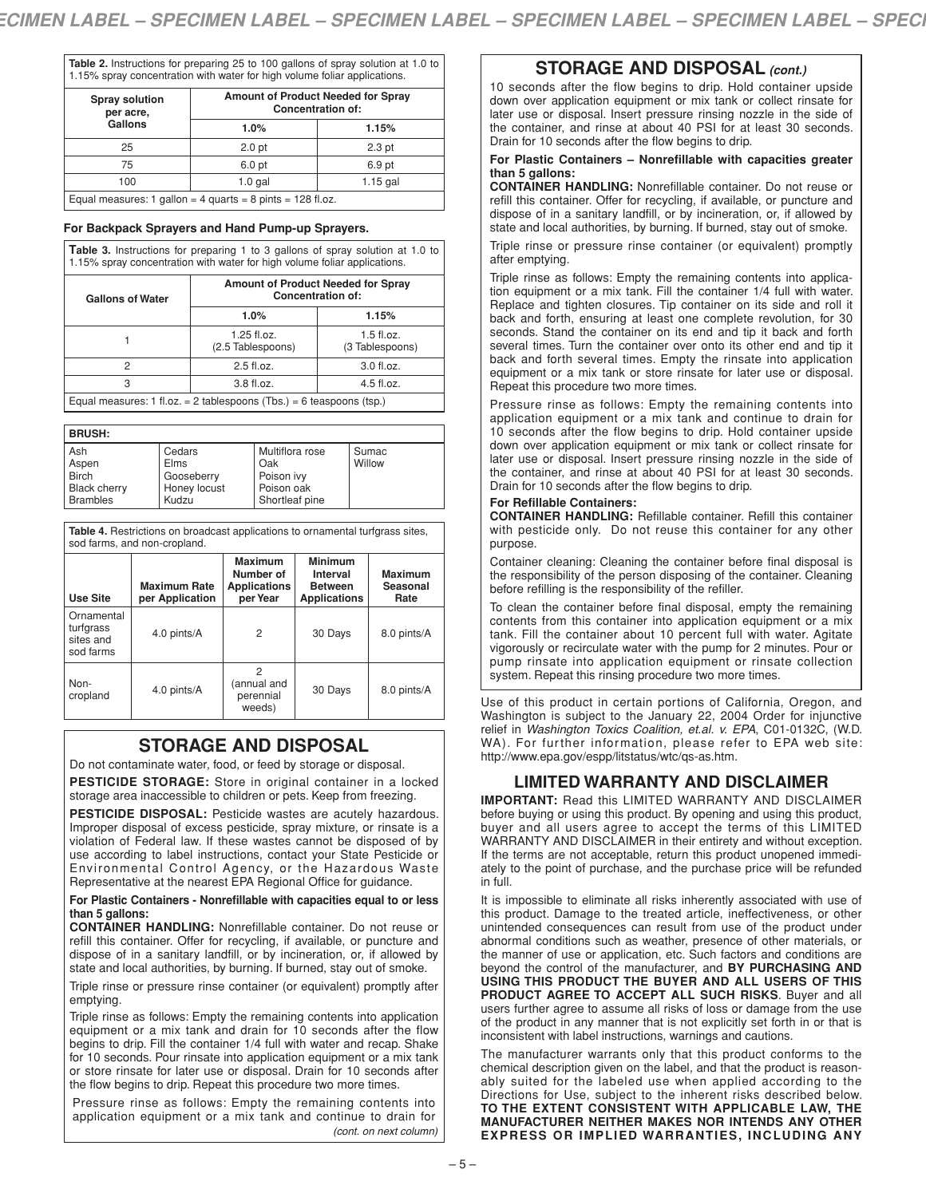| **Table 2.** Instructions for preparing 25 to 100 gallons of spray solution at 1.0 to 1.15% spray concentration with water for high volume foliar applications. | | |
|---|---|---|
| **Spray solution per acre, Gallons** | **Amount of Product Needed for Spray Concentration of:** | |
| | **1.0%** | **1.15%** |
| 25 | 2.0 pt | 2.3 pt |
| 75 | 6.0 pt | 6.9 pt |
| 100 | 1.0 gal | 1.15 gal |
| Equal measures: 1 gallon = 4 quarts = 8 pints = 128 fl.oz. | | |

**For Backpack Sprayers and Hand Pump-up Sprayers.**

| **Table 3.** Instructions for preparing 1 to 3 gallons of spray solution at 1.0 to 1.15% spray concentration with water for high volume foliar applications. | | |
|---|---|---|
| **Gallons of Water** | **Amount of Product Needed for Spray Concentration of:** | |
| | **1.0%** | **1.15%** |
| 1 | 1.25 fl.oz. (2.5 Tablespoons) | 1.5 fl.oz. (3 Tablespoons) |
| 2 | 2.5 fl.oz. | 3.0 fl.oz. |
| 3 | 3.8 fl.oz. | 4.5 fl.oz. |
| Equal measures: 1 fl.oz. = 2 tablespoons (Tbs.) = 6 teaspoons (tsp.) | | |

| **BRUSH:** | | | |
|---|---|---|---|
| Ash | Cedars | Multiflora rose | Sumac |
| Aspen | Elms | Oak | Willow |
| Birch | Gooseberry | Poison ivy | |
| Black cherry | Honey locust | Poison oak | |
| Brambles | Kudzu | Shortleaf pine | |

**Table 4.** Restrictions on broadcast applications to ornamental turfgrass sites, sod farms, and non-cropland.

| **Use Site** | **Maximum Rate per Application** | **Maximum Number of Applications per Year** | **Minimum Interval Between Applications** | **Maximum Seasonal Rate** |
|---|---|---|---|---|
| Ornamental turfgrass sites and sod farms | 4.0 pints/A | 2 | 30 Days | 8.0 pints/A |
| Non-cropland | 4.0 pints/A | 2 (annual and perennial weeds) | 30 Days | 8.0 pints/A |

## STORAGE AND DISPOSAL

Do not contaminate water, food, or feed by storage or disposal.

**PESTICIDE STORAGE:** Store in original container in a locked storage area inaccessible to children or pets. Keep from freezing.

**PESTICIDE DISPOSAL:** Pesticide wastes are acutely hazardous. Improper disposal of excess pesticide, spray mixture, or rinsate is a violation of Federal law. If these wastes cannot be disposed of by use according to label instructions, contact your State Pesticide or Environmental Control Agency, or the Hazardous Waste Representative at the nearest EPA Regional Office for guidance.

**For Plastic Containers - Nonrefillable with capacities equal to or less than 5 gallons:**

**CONTAINER HANDLING:** Nonrefillable container. Do not reuse or refill this container. Offer for recycling, if available, or puncture and dispose of in a sanitary landfill, or by incineration, or, if allowed by state and local authorities, by burning. If burned, stay out of smoke.

Triple rinse or pressure rinse container (or equivalent) promptly after emptying.

Triple rinse as follows: Empty the remaining contents into application equipment or a mix tank and drain for 10 seconds after the flow begins to drip. Fill the container 1/4 full with water and recap. Shake for 10 seconds. Pour rinsate into application equipment or a mix tank or store rinsate for later use or disposal. Drain for 10 seconds after the flow begins to drip. Repeat this procedure two more times.

Pressure rinse as follows: Empty the remaining contents into application equipment or a mix tank and continue to drain for 10 seconds after the flow begins to drip. Hold container upside down over application equipment or mix tank or collect rinsate for later use or disposal. Insert pressure rinsing nozzle in the side of the container, and rinse at about 40 PSI for at least 30 seconds. Drain for 10 seconds after the flow begins to drip.

**For Plastic Containers – Nonrefillable with capacities greater than 5 gallons:**

**CONTAINER HANDLING:** Nonrefillable container. Do not reuse or refill this container. Offer for recycling, if available, or puncture and dispose of in a sanitary landfill, or by incineration, or, if allowed by state and local authorities, by burning. If burned, stay out of smoke.

Triple rinse or pressure rinse container (or equivalent) promptly after emptying.

Triple rinse as follows: Empty the remaining contents into application equipment or a mix tank. Fill the container 1/4 full with water. Replace and tighten closures. Tip container on its side and roll it back and forth, ensuring at least one complete revolution, for 30 seconds. Stand the container on its end and tip it back and forth several times. Turn the container over onto its other end and tip it back and forth several times. Empty the rinsate into application equipment or a mix tank or store rinsate for later use or disposal. Repeat this procedure two more times.

Pressure rinse as follows: Empty the remaining contents into application equipment or a mix tank and continue to drain for 10 seconds after the flow begins to drip. Hold container upside down over application equipment or mix tank or collect rinsate for later use or disposal. Insert pressure rinsing nozzle in the side of the container, and rinse at about 40 PSI for at least 30 seconds. Drain for 10 seconds after the flow begins to drip.

**For Refillable Containers:**

**CONTAINER HANDLING:** Refillable container. Refill this container with pesticide only. Do not reuse this container for any other purpose.

Container cleaning: Cleaning the container before final disposal is the responsibility of the person disposing of the container. Cleaning before refilling is the responsibility of the refiller.

To clean the container before final disposal, empty the remaining contents from this container into application equipment or a mix tank. Fill the container about 10 percent full with water. Agitate vigorously or recirculate water with the pump for 2 minutes. Pour or pump rinsate into application equipment or rinsate collection system. Repeat this rinsing procedure two more times.

Use of this product in certain portions of California, Oregon, and Washington is subject to the January 22, 2004 Order for injunctive relief in *Washington Toxics Coalition, et.al. v. EPA*, C01-0132C, (W.D. WA). For further information, please refer to EPA web site: http://www.epa.gov/espp/litstatus/wtc/qs-as.htm.

## LIMITED WARRANTY AND DISCLAIMER

**IMPORTANT:** Read this LIMITED WARRANTY AND DISCLAIMER before buying or using this product. By opening and using this product, buyer and all users agree to accept the terms of this LIMITED WARRANTY AND DISCLAIMER in their entirety and without exception. If the terms are not acceptable, return this product unopened immediately to the point of purchase, and the purchase price will be refunded in full.

It is impossible to eliminate all risks inherently associated with use of this product. Damage to the treated article, ineffectiveness, or other unintended consequences can result from use of the product under abnormal conditions such as weather, presence of other materials, or the manner of use or application, etc. Such factors and conditions are beyond the control of the manufacturer, and **BY PURCHASING AND USING THIS PRODUCT THE BUYER AND ALL USERS OF THIS PRODUCT AGREE TO ACCEPT ALL SUCH RISKS**. Buyer and all users further agree to assume all risks of loss or damage from the use of the product in any manner that is not explicitly set forth in or that is inconsistent with label instructions, warnings and cautions.

The manufacturer warrants only that this product conforms to the chemical description given on the label, and that the product is reasonably suited for the labeled use when applied according to the Directions for Use, subject to the inherent risks described below. **TO THE EXTENT CONSISTENT WITH APPLICABLE LAW, THE MANUFACTURER NEITHER MAKES NOR INTENDS ANY OTHER EXPRESS OR IMPLIED WARRANTIES, INCLUDING ANY**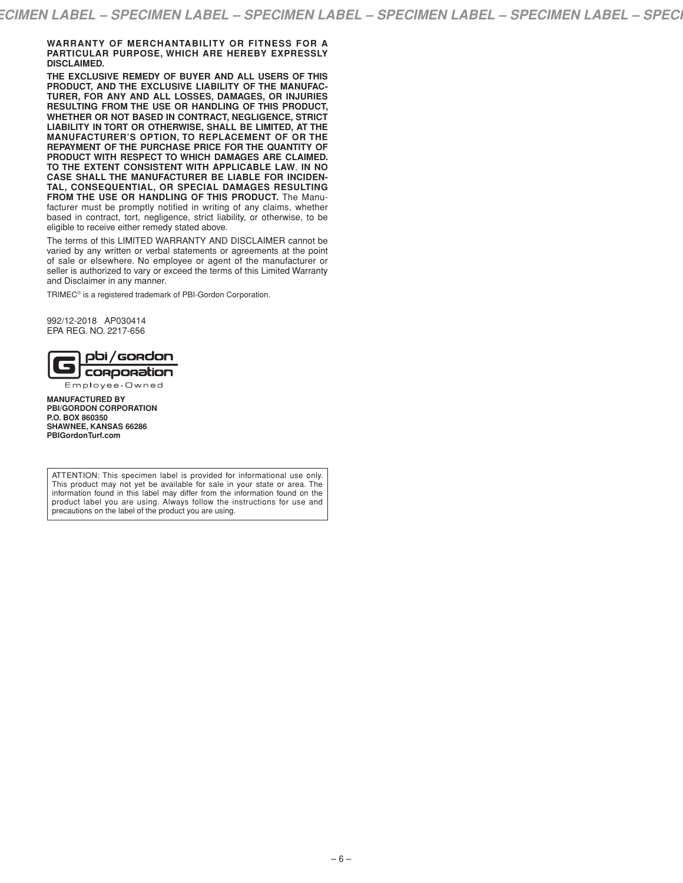**WARRANTY OF MERCHANTABILITY OR FITNESS FOR A PARTICULAR PURPOSE, WHICH ARE HEREBY EXPRESSLY DISCLAIMED.**

**THE EXCLUSIVE REMEDY OF BUYER AND ALL USERS OF THIS PRODUCT, AND THE EXCLUSIVE LIABILITY OF THE MANUFACTURER, FOR ANY AND ALL LOSSES, DAMAGES, OR INJURIES RESULTING FROM THE USE OR HANDLING OF THIS PRODUCT, WHETHER OR NOT BASED IN CONTRACT, NEGLIGENCE, STRICT LIABILITY IN TORT OR OTHERWISE, SHALL BE LIMITED, AT THE MANUFACTURER'S OPTION, TO REPLACEMENT OF OR THE REPAYMENT OF THE PURCHASE PRICE FOR THE QUANTITY OF PRODUCT WITH RESPECT TO WHICH DAMAGES ARE CLAIMED. TO THE EXTENT CONSISTENT WITH APPLICABLE LAW, IN NO CASE SHALL THE MANUFACTURER BE LIABLE FOR INCIDENTAL, CONSEQUENTIAL, OR SPECIAL DAMAGES RESULTING FROM THE USE OR HANDLING OF THIS PRODUCT.** The Manufacturer must be promptly notified in writing of any claims, whether based in contract, tort, negligence, strict liability, or otherwise, to be eligible to receive either remedy stated above.

The terms of this LIMITED WARRANTY AND DISCLAIMER cannot be varied by any written or verbal statements or agreements at the point of sale or elsewhere. No employee or agent of the manufacturer or seller is authorized to vary or exceed the terms of this Limited Warranty and Disclaimer in any manner.

TRIMEC® is a registered trademark of PBI-Gordon Corporation.

992/12-2018 AP030414
EPA REG. NO. 2217-656

pbi/gordon corporation
Employee-Owned

**MANUFACTURED BY**
**PBI/GORDON CORPORATION**
**P.O. BOX 860350**
**SHAWNEE, KANSAS 66286**
**PBIGordonTurf.com**

ATTENTION: This specimen label is provided for informational use only. This product may not yet be available for sale in your state or area. The information found in this label may differ from the information found on the product label you are using. Always follow the instructions for use and precautions on the label of the product you are using.